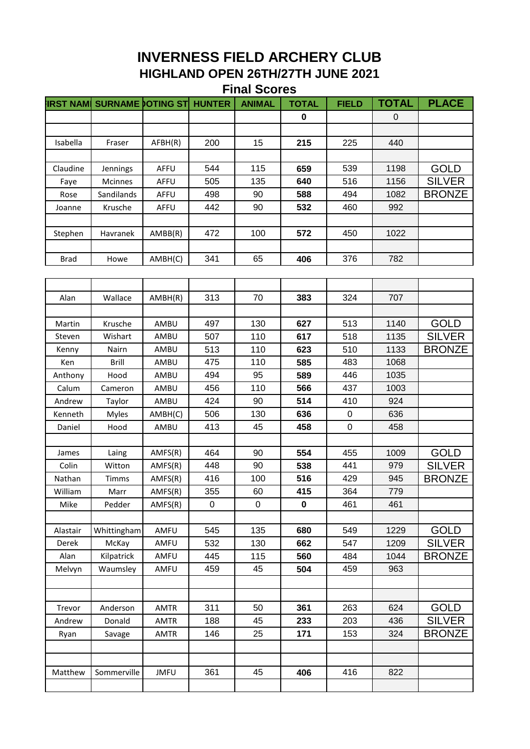# INVERNESS FIELD ARCHERY CLUB

## HIGHLAND OPEN 26TH/27TH JUNE 2021

### Final Scores

| IRST NAMI | SURNAME | OOTING ST | HUNTER | ANIMAL | TOTAL | FIELD | TOTAL | PLACE |
|---|---|---|---|---|---|---|---|---|
| | | | | | 0 | | 0 | |
| | | | | | | | | |
| Isabella | Fraser | AFBH(R) | 200 | 15 | 215 | 225 | 440 | |
| | | | | | | | | |
| Claudine | Jennings | AFFU | 544 | 115 | 659 | 539 | 1198 | GOLD |
| Faye | Mcinnes | AFFU | 505 | 135 | 640 | 516 | 1156 | SILVER |
| Rose | Sandilands | AFFU | 498 | 90 | 588 | 494 | 1082 | BRONZE |
| Joanne | Krusche | AFFU | 442 | 90 | 532 | 460 | 992 | |
| | | | | | | | | |
| Stephen | Havranek | AMBB(R) | 472 | 100 | 572 | 450 | 1022 | |
| | | | | | | | | |
| Brad | Howe | AMBH(C) | 341 | 65 | 406 | 376 | 782 | |
| | | | | | | | | |
| Alan | Wallace | AMBH(R) | 313 | 70 | 383 | 324 | 707 | |
| | | | | | | | | |
| Martin | Krusche | AMBU | 497 | 130 | 627 | 513 | 1140 | GOLD |
| Steven | Wishart | AMBU | 507 | 110 | 617 | 518 | 1135 | SILVER |
| Kenny | Nairn | AMBU | 513 | 110 | 623 | 510 | 1133 | BRONZE |
| Ken | Brill | AMBU | 475 | 110 | 585 | 483 | 1068 | |
| Anthony | Hood | AMBU | 494 | 95 | 589 | 446 | 1035 | |
| Calum | Cameron | AMBU | 456 | 110 | 566 | 437 | 1003 | |
| Andrew | Taylor | AMBU | 424 | 90 | 514 | 410 | 924 | |
| Kenneth | Myles | AMBH(C) | 506 | 130 | 636 | 0 | 636 | |
| Daniel | Hood | AMBU | 413 | 45 | 458 | 0 | 458 | |
| | | | | | | | | |
| James | Laing | AMFS(R) | 464 | 90 | 554 | 455 | 1009 | GOLD |
| Colin | Witton | AMFS(R) | 448 | 90 | 538 | 441 | 979 | SILVER |
| Nathan | Timms | AMFS(R) | 416 | 100 | 516 | 429 | 945 | BRONZE |
| William | Marr | AMFS(R) | 355 | 60 | 415 | 364 | 779 | |
| Mike | Pedder | AMFS(R) | 0 | 0 | 0 | 461 | 461 | |
| | | | | | | | | |
| Alastair | Whittingham | AMFU | 545 | 135 | 680 | 549 | 1229 | GOLD |
| Derek | McKay | AMFU | 532 | 130 | 662 | 547 | 1209 | SILVER |
| Alan | Kilpatrick | AMFU | 445 | 115 | 560 | 484 | 1044 | BRONZE |
| Melvyn | Waumsley | AMFU | 459 | 45 | 504 | 459 | 963 | |
| | | | | | | | | |
| | | | | | | | | |
| Trevor | Anderson | AMTR | 311 | 50 | 361 | 263 | 624 | GOLD |
| Andrew | Donald | AMTR | 188 | 45 | 233 | 203 | 436 | SILVER |
| Ryan | Savage | AMTR | 146 | 25 | 171 | 153 | 324 | BRONZE |
| | | | | | | | | |
| | | | | | | | | |
| Matthew | Sommerville | JMFU | 361 | 45 | 406 | 416 | 822 | |
| | | | | | | | | |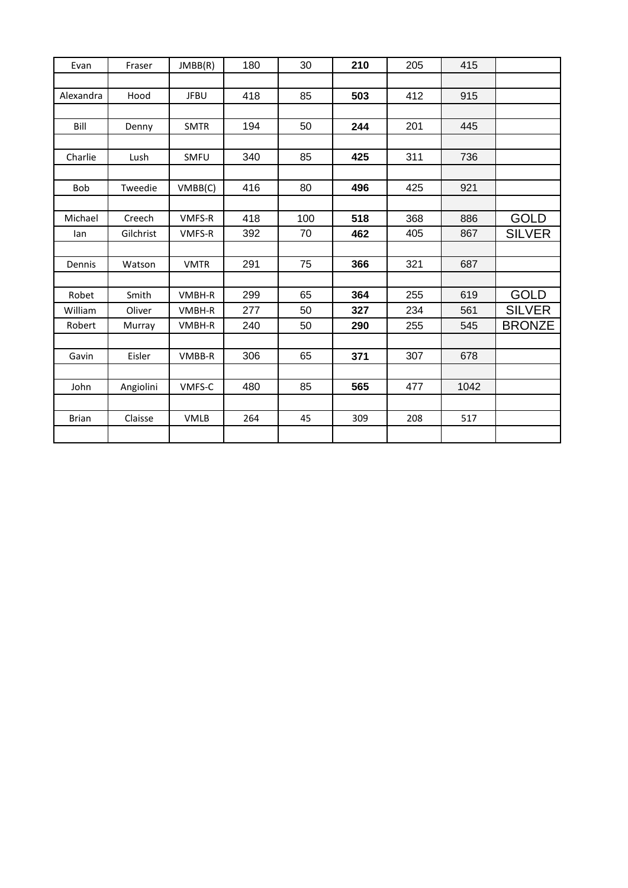| | | | | | | | | |
|---|---|---|---|---|---|---|---|---|
| Evan | Fraser | JMBB(R) | 180 | 30 | **210** | 205 | 415 | |
| | | | | | | | | |
| Alexandra | Hood | JFBU | 418 | 85 | **503** | 412 | 915 | |
| | | | | | | | | |
| Bill | Denny | SMTR | 194 | 50 | **244** | 201 | 445 | |
| | | | | | | | | |
| Charlie | Lush | SMFU | 340 | 85 | **425** | 311 | 736 | |
| | | | | | | | | |
| Bob | Tweedie | VMBB(C) | 416 | 80 | **496** | 425 | 921 | |
| | | | | | | | | |
| Michael | Creech | VMFS-R | 418 | 100 | **518** | 368 | 886 | GOLD |
| Ian | Gilchrist | VMFS-R | 392 | 70 | **462** | 405 | 867 | SILVER |
| | | | | | | | | |
| Dennis | Watson | VMTR | 291 | 75 | **366** | 321 | 687 | |
| | | | | | | | | |
| Robet | Smith | VMBH-R | 299 | 65 | **364** | 255 | 619 | GOLD |
| William | Oliver | VMBH-R | 277 | 50 | **327** | 234 | 561 | SILVER |
| Robert | Murray | VMBH-R | 240 | 50 | **290** | 255 | 545 | BRONZE |
| | | | | | | | | |
| Gavin | Eisler | VMBB-R | 306 | 65 | **371** | 307 | 678 | |
| | | | | | | | | |
| John | Angiolini | VMFS-C | 480 | 85 | **565** | 477 | 1042 | |
| | | | | | | | | |
| Brian | Claisse | VMLB | 264 | 45 | 309 | 208 | 517 | |
| | | | | | | | | |